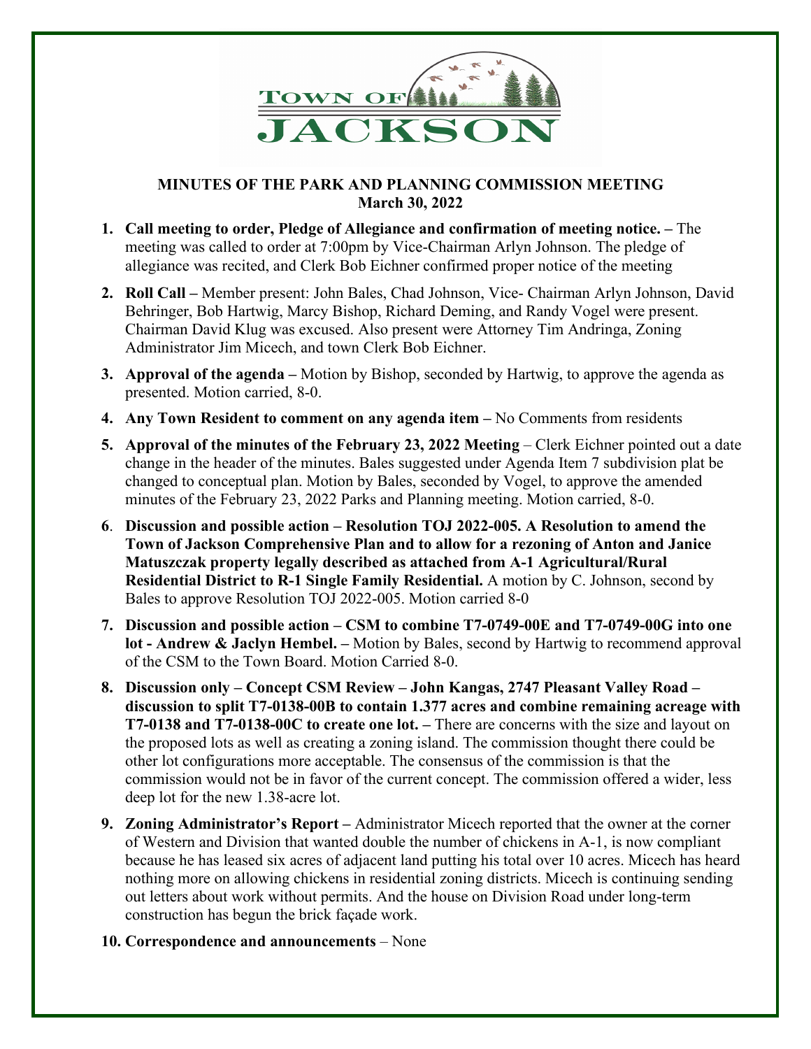TOWN OF JACKSON

# MINUTES OF THE PARK AND PLANNING COMMISSION MEETING
**March 30, 2022**

1. **Call meeting to order, Pledge of Allegiance and confirmation of meeting notice. –** The meeting was called to order at 7:00pm by Vice-Chairman Arlyn Johnson. The pledge of allegiance was recited, and Clerk Bob Eichner confirmed proper notice of the meeting
2. **Roll Call –** Member present: John Bales, Chad Johnson, Vice- Chairman Arlyn Johnson, David Behringer, Bob Hartwig, Marcy Bishop, Richard Deming, and Randy Vogel were present. Chairman David Klug was excused. Also present were Attorney Tim Andringa, Zoning Administrator Jim Micech, and town Clerk Bob Eichner.
3. **Approval of the agenda –** Motion by Bishop, seconded by Hartwig, to approve the agenda as presented. Motion carried, 8-0.
4. **Any Town Resident to comment on any agenda item –** No Comments from residents
5. **Approval of the minutes of the February 23, 2022 Meeting** – Clerk Eichner pointed out a date change in the header of the minutes. Bales suggested under Agenda Item 7 subdivision plat be changed to conceptual plan. Motion by Bales, seconded by Vogel, to approve the amended minutes of the February 23, 2022 Parks and Planning meeting. Motion carried, 8-0.
6. **Discussion and possible action – Resolution TOJ 2022-005. A Resolution to amend the Town of Jackson Comprehensive Plan and to allow for a rezoning of Anton and Janice Matuszczak property legally described as attached from A-1 Agricultural/Rural Residential District to R-1 Single Family Residential.** A motion by C. Johnson, second by Bales to approve Resolution TOJ 2022-005. Motion carried 8-0
7. **Discussion and possible action – CSM to combine T7-0749-00E and T7-0749-00G into one lot - Andrew & Jaclyn Hembel. –** Motion by Bales, second by Hartwig to recommend approval of the CSM to the Town Board. Motion Carried 8-0.
8. **Discussion only – Concept CSM Review – John Kangas, 2747 Pleasant Valley Road – discussion to split T7-0138-00B to contain 1.377 acres and combine remaining acreage with T7-0138 and T7-0138-00C to create one lot. –** There are concerns with the size and layout on the proposed lots as well as creating a zoning island. The commission thought there could be other lot configurations more acceptable. The consensus of the commission is that the commission would not be in favor of the current concept. The commission offered a wider, less deep lot for the new 1.38-acre lot.
9. **Zoning Administrator's Report –** Administrator Micech reported that the owner at the corner of Western and Division that wanted double the number of chickens in A-1, is now compliant because he has leased six acres of adjacent land putting his total over 10 acres. Micech has heard nothing more on allowing chickens in residential zoning districts. Micech is continuing sending out letters about work without permits. And the house on Division Road under long-term construction has begun the brick façade work.
10. **Correspondence and announcements** – None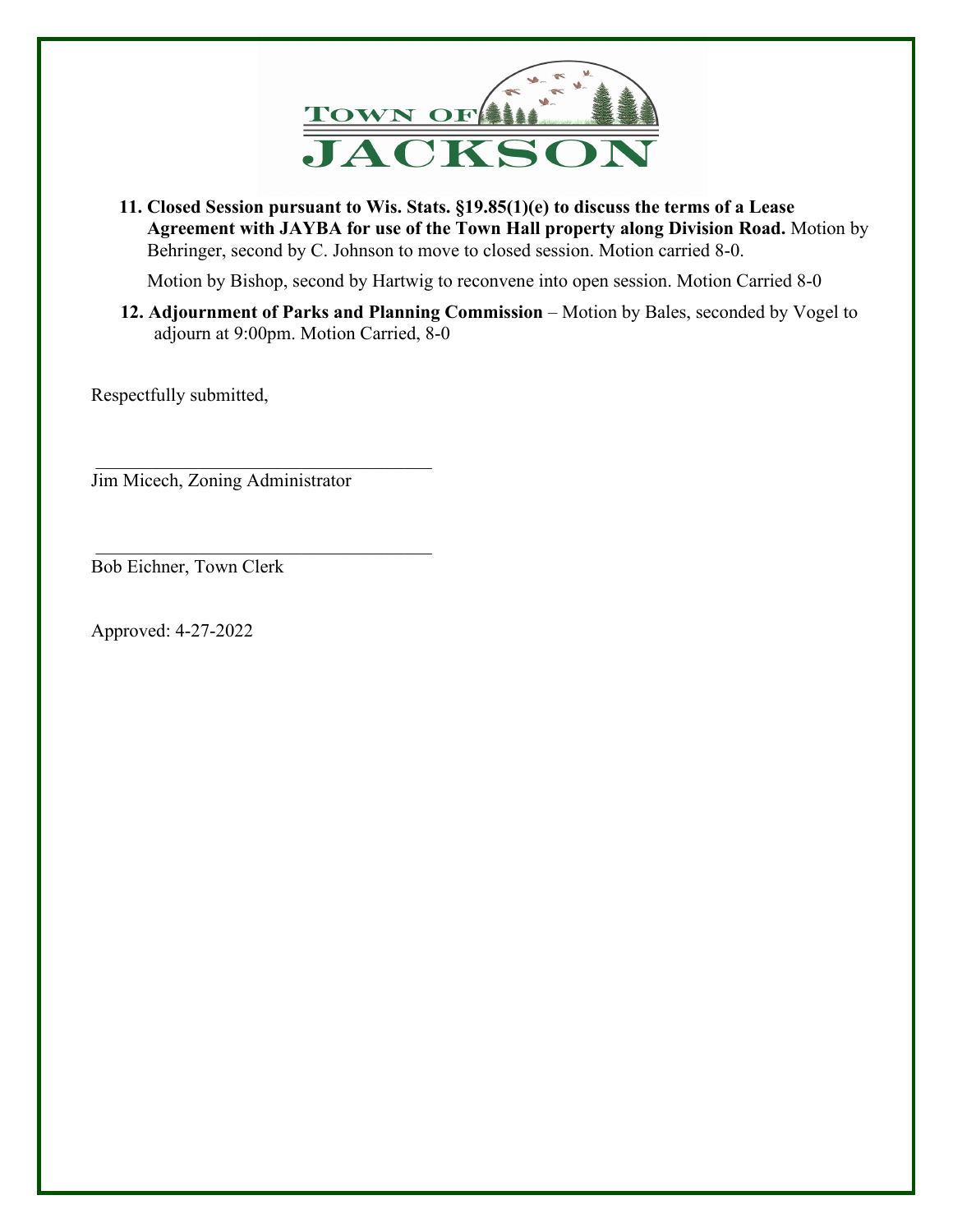11. **Closed Session pursuant to Wis. Stats. §19.85(1)(e) to discuss the terms of a Lease Agreement with JAYBA for use of the Town Hall property along Division Road.** Motion by Behringer, second by C. Johnson to move to closed session. Motion carried 8-0.

    Motion by Bishop, second by Hartwig to reconvene into open session. Motion Carried 8-0

12. **Adjournment of Parks and Planning Commission** – Motion by Bales, seconded by Vogel to adjourn at 9:00pm. Motion Carried, 8-0

Respectfully submitted,

\_\_\_\_\_\_\_\_\_\_\_\_\_\_\_\_\_\_\_\_\_\_\_\_\_\_\_\_\_\_\_\_\_\_\_\_

Jim Micech, Zoning Administrator

\_\_\_\_\_\_\_\_\_\_\_\_\_\_\_\_\_\_\_\_\_\_\_\_\_\_\_\_\_\_\_\_\_\_\_\_

Bob Eichner, Town Clerk

Approved: 4-27-2022